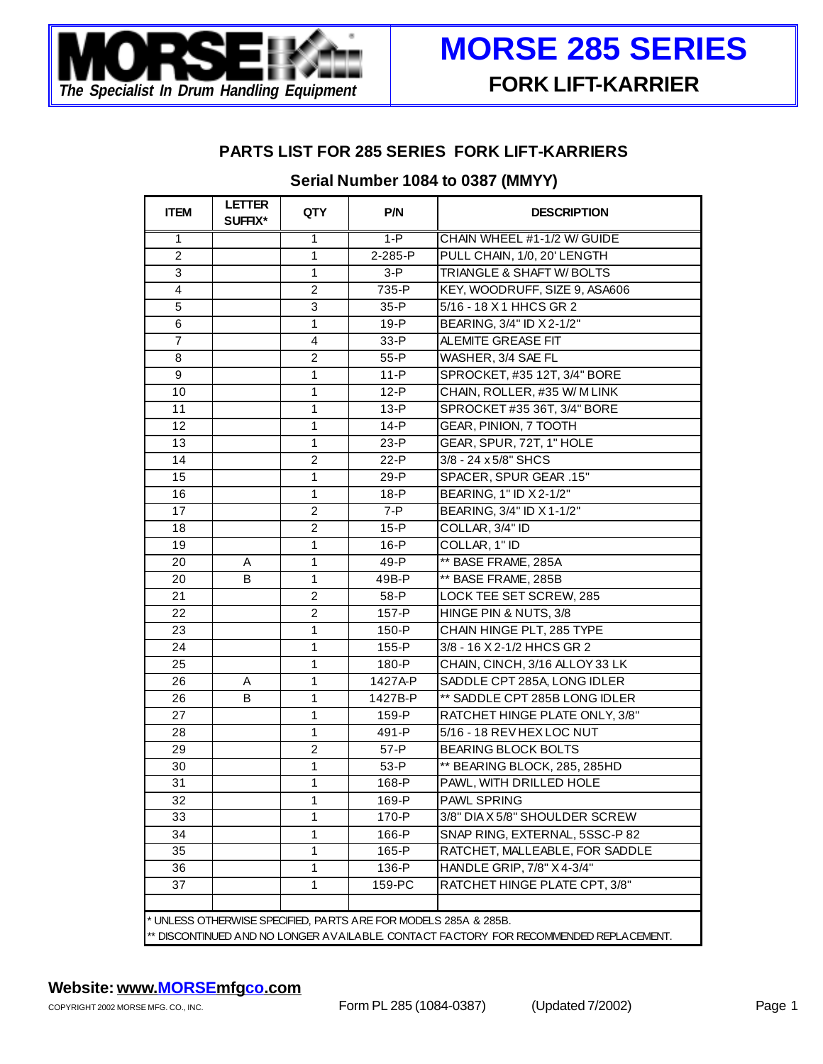# MORSE 285 SERIES

## FORK LIFT-KARRIER

*The Specialist In Drum Handling Equipment*

### PARTS LIST FOR 285 SERIES FORK LIFT-KARRIERS

### Serial Number 1084 to 0387 (MMYY)

| ITEM | LETTER SUFFIX* | QTY | P/N | DESCRIPTION |
|---|---|---|---|---|
| 1 | | 1 | 1-P | CHAIN WHEEL #1-1/2 W/ GUIDE |
| 2 | | 1 | 2-285-P | PULL CHAIN, 1/0, 20' LENGTH |
| 3 | | 1 | 3-P | TRIANGLE & SHAFT W/ BOLTS |
| 4 | | 2 | 735-P | KEY, WOODRUFF, SIZE 9, ASA606 |
| 5 | | 3 | 35-P | 5/16 - 18 X 1 HHCS GR 2 |
| 6 | | 1 | 19-P | BEARING, 3/4" ID X 2-1/2" |
| 7 | | 4 | 33-P | ALEMITE GREASE FIT |
| 8 | | 2 | 55-P | WASHER, 3/4 SAE FL |
| 9 | | 1 | 11-P | SPROCKET, #35 12T, 3/4" BORE |
| 10 | | 1 | 12-P | CHAIN, ROLLER, #35 W/ M LINK |
| 11 | | 1 | 13-P | SPROCKET #35 36T, 3/4" BORE |
| 12 | | 1 | 14-P | GEAR, PINION, 7 TOOTH |
| 13 | | 1 | 23-P | GEAR, SPUR, 72T, 1" HOLE |
| 14 | | 2 | 22-P | 3/8 - 24 x 5/8" SHCS |
| 15 | | 1 | 29-P | SPACER, SPUR GEAR .15" |
| 16 | | 1 | 18-P | BEARING, 1" ID X 2-1/2" |
| 17 | | 2 | 7-P | BEARING, 3/4" ID X 1-1/2" |
| 18 | | 2 | 15-P | COLLAR, 3/4" ID |
| 19 | | 1 | 16-P | COLLAR, 1" ID |
| 20 | A | 1 | 49-P | ** BASE FRAME, 285A |
| 20 | B | 1 | 49B-P | ** BASE FRAME, 285B |
| 21 | | 2 | 58-P | LOCK TEE SET SCREW, 285 |
| 22 | | 2 | 157-P | HINGE PIN & NUTS, 3/8 |
| 23 | | 1 | 150-P | CHAIN HINGE PLT, 285 TYPE |
| 24 | | 1 | 155-P | 3/8 - 16 X 2-1/2 HHCS GR 2 |
| 25 | | 1 | 180-P | CHAIN, CINCH, 3/16 ALLOY 33 LK |
| 26 | A | 1 | 1427A-P | SADDLE CPT 285A, LONG IDLER |
| 26 | B | 1 | 1427B-P | ** SADDLE CPT 285B LONG IDLER |
| 27 | | 1 | 159-P | RATCHET HINGE PLATE ONLY, 3/8" |
| 28 | | 1 | 491-P | 5/16 - 18 REV HEX LOC NUT |
| 29 | | 2 | 57-P | BEARING BLOCK BOLTS |
| 30 | | 1 | 53-P | ** BEARING BLOCK, 285, 285HD |
| 31 | | 1 | 168-P | PAWL, WITH DRILLED HOLE |
| 32 | | 1 | 169-P | PAWL SPRING |
| 33 | | 1 | 170-P | 3/8" DIA X 5/8" SHOULDER SCREW |
| 34 | | 1 | 166-P | SNAP RING, EXTERNAL, 5SSC-P 82 |
| 35 | | 1 | 165-P | RATCHET, MALLEABLE, FOR SADDLE |
| 36 | | 1 | 136-P | HANDLE GRIP, 7/8" X 4-3/4" |
| 37 | | 1 | 159-PC | RATCHET HINGE PLATE CPT, 3/8" |

* UNLESS OTHERWISE SPECIFIED, PARTS ARE FOR MODELS 285A & 285B.

** DISCONTINUED AND NO LONGER AVAILABLE. CONTACT FACTORY FOR RECOMMENDED REPLACEMENT.

**Website: www.MORSEmfgco.com**

COPYRIGHT 2002 MORSE MFG. CO., INC. Form PL 285 (1084-0387) (Updated 7/2002)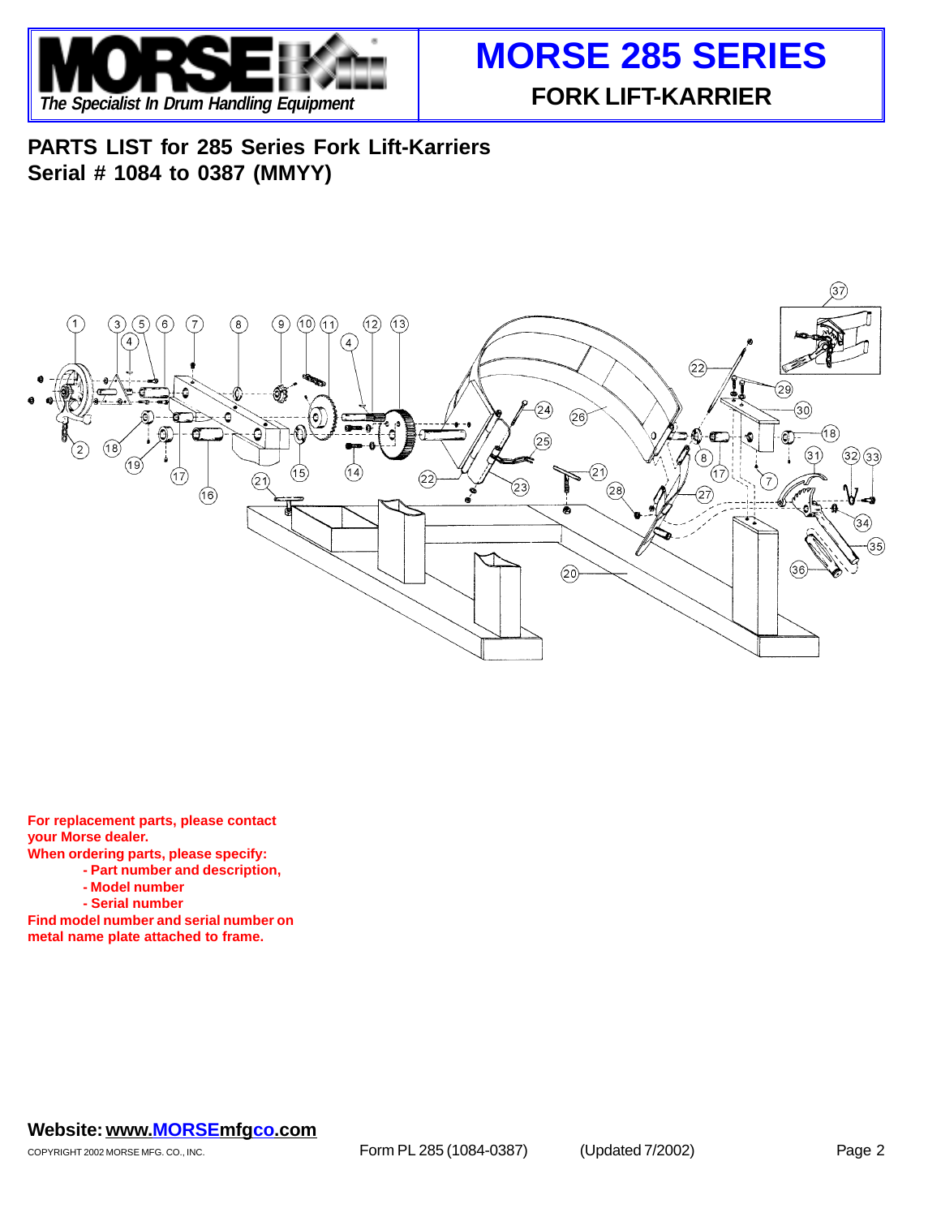# MORSE 285 SERIES

## FORK LIFT-KARRIER

*The Specialist In Drum Handling Equipment*

**PARTS LIST for 285 Series Fork Lift-Karriers**
**Serial # 1084 to 0387 (MMYY)**

1
2
3
4
5
6
7
8
9
10
11
12
13
14
15
16
17
18
19
20
21
22
23
24
25
26
27
28
29
30
31
32
33
34
35
36
37

**For replacement parts, please contact your Morse dealer.**
**When ordering parts, please specify:**

- **Part number and description,**
- **Model number**
- **Serial number**

**Find model number and serial number on metal name plate attached to frame.**

**Website: www.MORSEmfgco.com**

COPYRIGHT 2002 MORSE MFG. CO., INC. Form PL 285 (1084-0387) (Updated 7/2002)